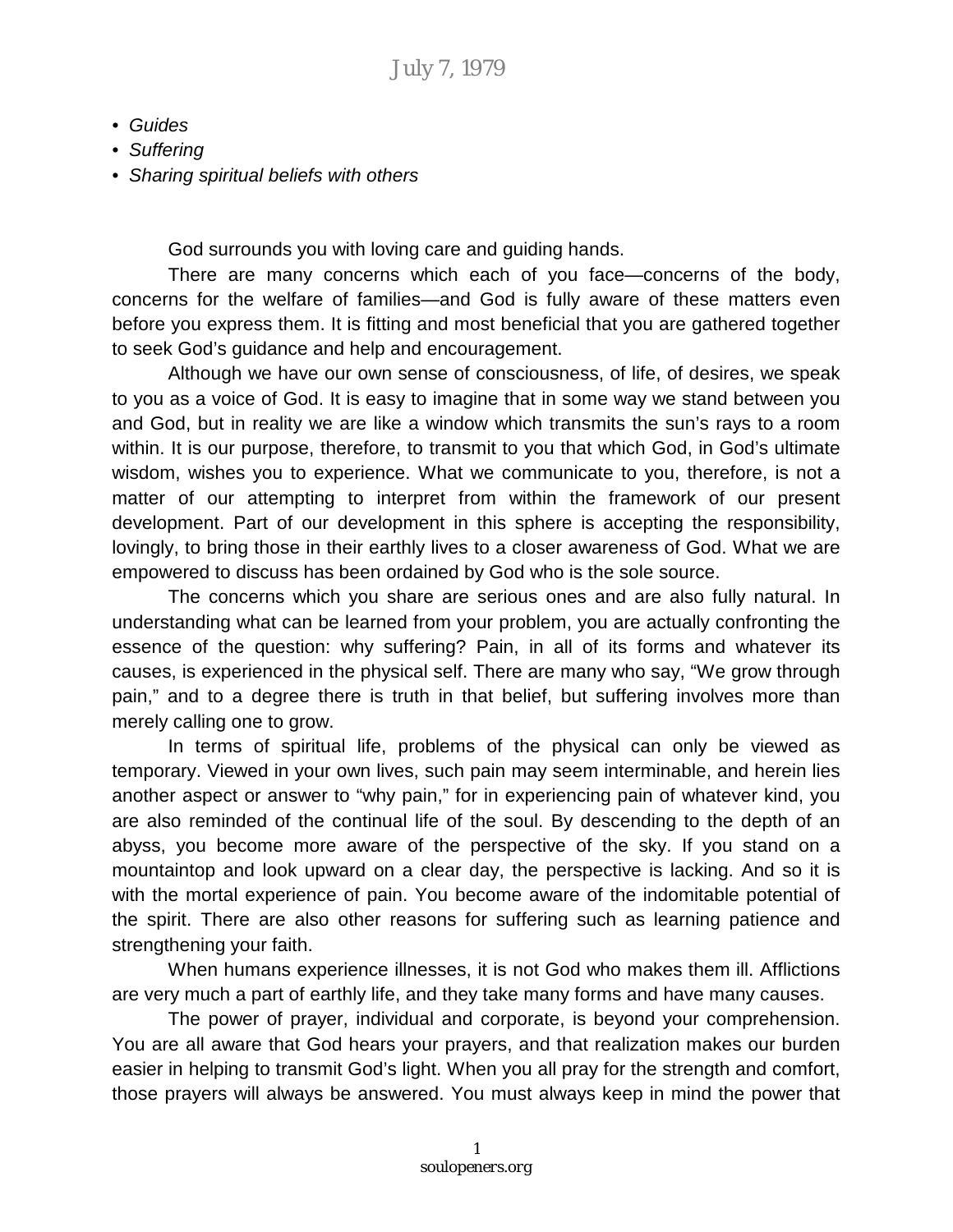# July 7, 1979

- *Guides*
- *Suffering*
- *Sharing spiritual beliefs with others*

God surrounds you with loving care and guiding hands.

There are many concerns which each of you face—concerns of the body, concerns for the welfare of families—and God is fully aware of these matters even before you express them. It is fitting and most beneficial that you are gathered together to seek God's guidance and help and encouragement.

Although we have our own sense of consciousness, of life, of desires, we speak to you as a voice of God. It is easy to imagine that in some way we stand between you and God, but in reality we are like a window which transmits the sun's rays to a room within. It is our purpose, therefore, to transmit to you that which God, in God's ultimate wisdom, wishes you to experience. What we communicate to you, therefore, is not a matter of our attempting to interpret from within the framework of our present development. Part of our development in this sphere is accepting the responsibility, lovingly, to bring those in their earthly lives to a closer awareness of God. What we are empowered to discuss has been ordained by God who is the sole source.

The concerns which you share are serious ones and are also fully natural. In understanding what can be learned from your problem, you are actually confronting the essence of the question: why suffering? Pain, in all of its forms and whatever its causes, is experienced in the physical self. There are many who say, "We grow through pain," and to a degree there is truth in that belief, but suffering involves more than merely calling one to grow.

In terms of spiritual life, problems of the physical can only be viewed as temporary. Viewed in your own lives, such pain may seem interminable, and herein lies another aspect or answer to "why pain," for in experiencing pain of whatever kind, you are also reminded of the continual life of the soul. By descending to the depth of an abyss, you become more aware of the perspective of the sky. If you stand on a mountaintop and look upward on a clear day, the perspective is lacking. And so it is with the mortal experience of pain. You become aware of the indomitable potential of the spirit. There are also other reasons for suffering such as learning patience and strengthening your faith.

When humans experience illnesses, it is not God who makes them ill. Afflictions are very much a part of earthly life, and they take many forms and have many causes.

The power of prayer, individual and corporate, is beyond your comprehension. You are all aware that God hears your prayers, and that realization makes our burden easier in helping to transmit God's light. When you all pray for the strength and comfort, those prayers will always be answered. You must always keep in mind the power that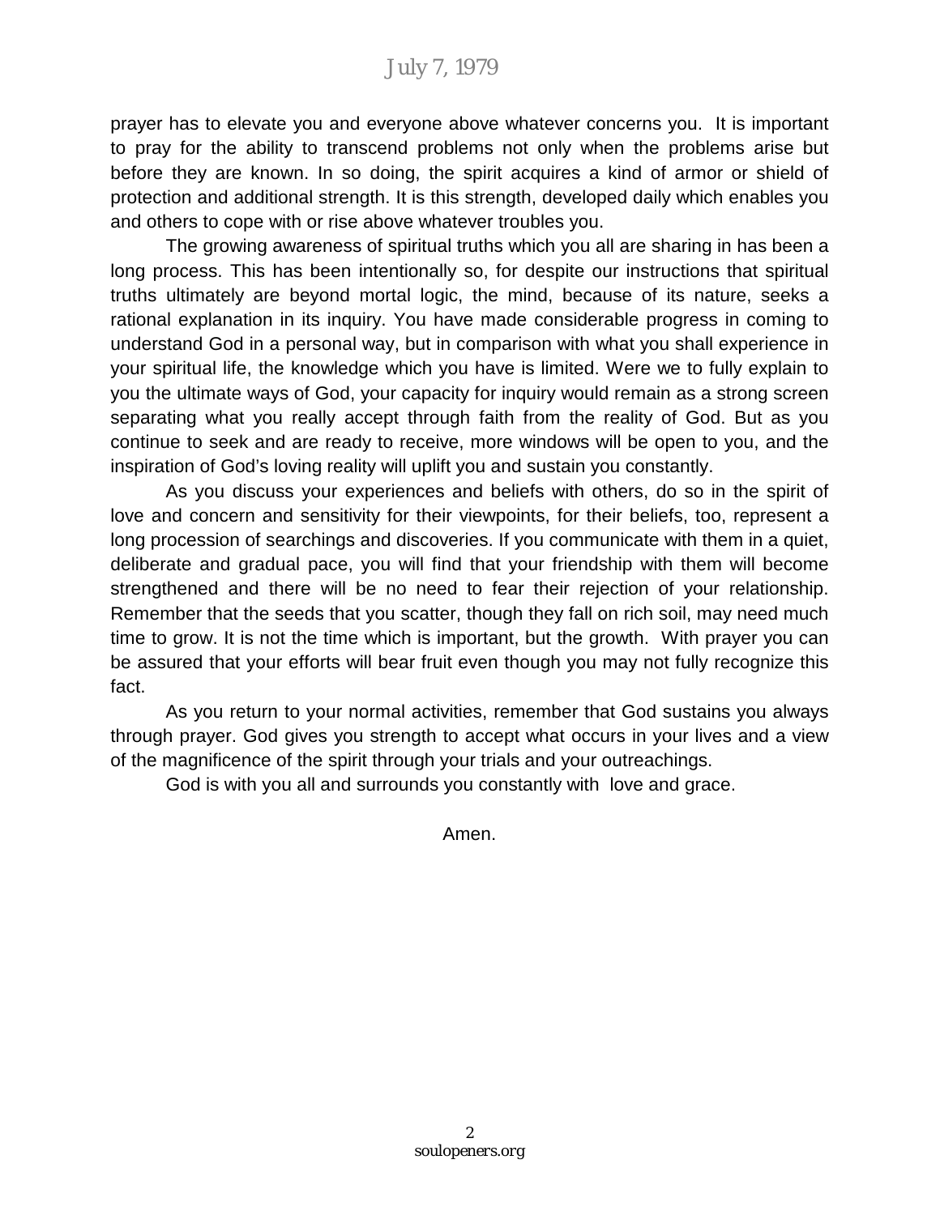prayer has to elevate you and everyone above whatever concerns you. It is important to pray for the ability to transcend problems not only when the problems arise but before they are known. In so doing, the spirit acquires a kind of armor or shield of protection and additional strength. It is this strength, developed daily which enables you and others to cope with or rise above whatever troubles you.

The growing awareness of spiritual truths which you all are sharing in has been a long process. This has been intentionally so, for despite our instructions that spiritual truths ultimately are beyond mortal logic, the mind, because of its nature, seeks a rational explanation in its inquiry. You have made considerable progress in coming to understand God in a personal way, but in comparison with what you shall experience in your spiritual life, the knowledge which you have is limited. Were we to fully explain to you the ultimate ways of God, your capacity for inquiry would remain as a strong screen separating what you really accept through faith from the reality of God. But as you continue to seek and are ready to receive, more windows will be open to you, and the inspiration of God's loving reality will uplift you and sustain you constantly.

As you discuss your experiences and beliefs with others, do so in the spirit of love and concern and sensitivity for their viewpoints, for their beliefs, too, represent a long procession of searchings and discoveries. If you communicate with them in a quiet, deliberate and gradual pace, you will find that your friendship with them will become strengthened and there will be no need to fear their rejection of your relationship. Remember that the seeds that you scatter, though they fall on rich soil, may need much time to grow. It is not the time which is important, but the growth. With prayer you can be assured that your efforts will bear fruit even though you may not fully recognize this fact.

As you return to your normal activities, remember that God sustains you always through prayer. God gives you strength to accept what occurs in your lives and a view of the magnificence of the spirit through your trials and your outreachings.

God is with you all and surrounds you constantly with love and grace.

Amen.